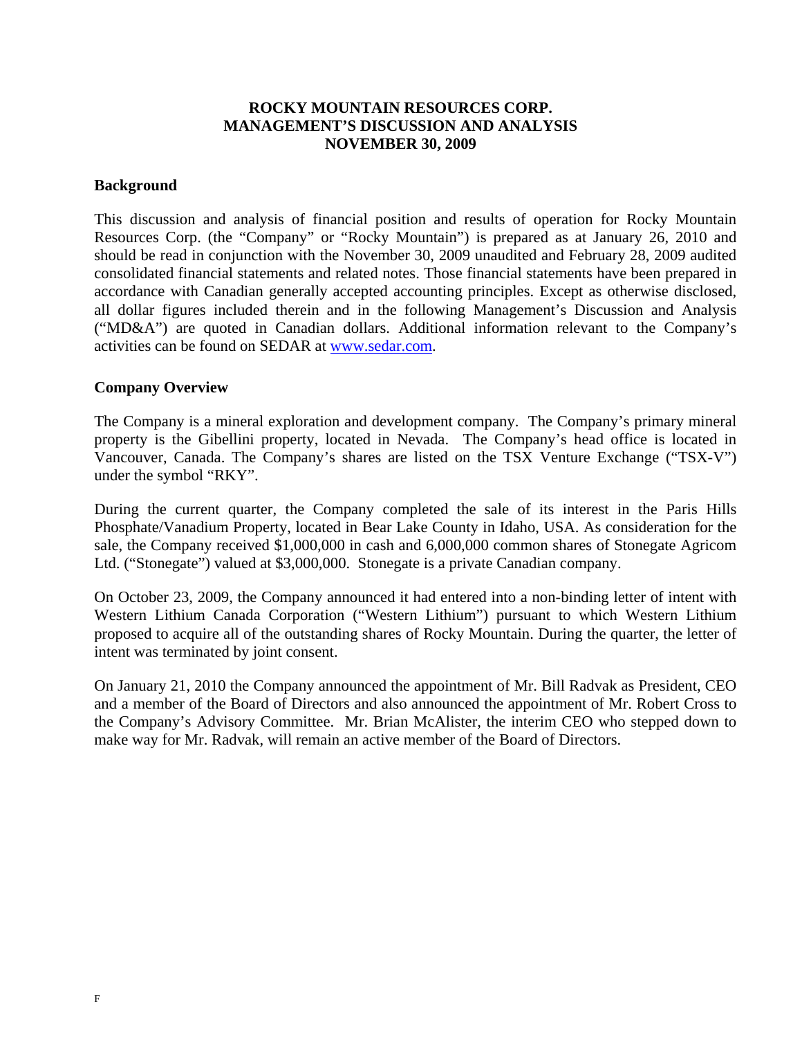# ROCKY MOUNTAIN RESOURCES CORP.
# MANAGEMENT'S DISCUSSION AND ANALYSIS
# NOVEMBER 30, 2009

## Background

This discussion and analysis of financial position and results of operation for Rocky Mountain Resources Corp. (the "Company" or "Rocky Mountain") is prepared as at January 26, 2010 and should be read in conjunction with the November 30, 2009 unaudited and February 28, 2009 audited consolidated financial statements and related notes. Those financial statements have been prepared in accordance with Canadian generally accepted accounting principles. Except as otherwise disclosed, all dollar figures included therein and in the following Management's Discussion and Analysis ("MD&A") are quoted in Canadian dollars. Additional information relevant to the Company's activities can be found on SEDAR at www.sedar.com.

## Company Overview

The Company is a mineral exploration and development company. The Company's primary mineral property is the Gibellini property, located in Nevada. The Company's head office is located in Vancouver, Canada. The Company's shares are listed on the TSX Venture Exchange ("TSX-V") under the symbol "RKY".

During the current quarter, the Company completed the sale of its interest in the Paris Hills Phosphate/Vanadium Property, located in Bear Lake County in Idaho, USA. As consideration for the sale, the Company received $1,000,000 in cash and 6,000,000 common shares of Stonegate Agricom Ltd. ("Stonegate") valued at $3,000,000. Stonegate is a private Canadian company.

On October 23, 2009, the Company announced it had entered into a non-binding letter of intent with Western Lithium Canada Corporation ("Western Lithium") pursuant to which Western Lithium proposed to acquire all of the outstanding shares of Rocky Mountain. During the quarter, the letter of intent was terminated by joint consent.

On January 21, 2010 the Company announced the appointment of Mr. Bill Radvak as President, CEO and a member of the Board of Directors and also announced the appointment of Mr. Robert Cross to the Company's Advisory Committee. Mr. Brian McAlister, the interim CEO who stepped down to make way for Mr. Radvak, will remain an active member of the Board of Directors.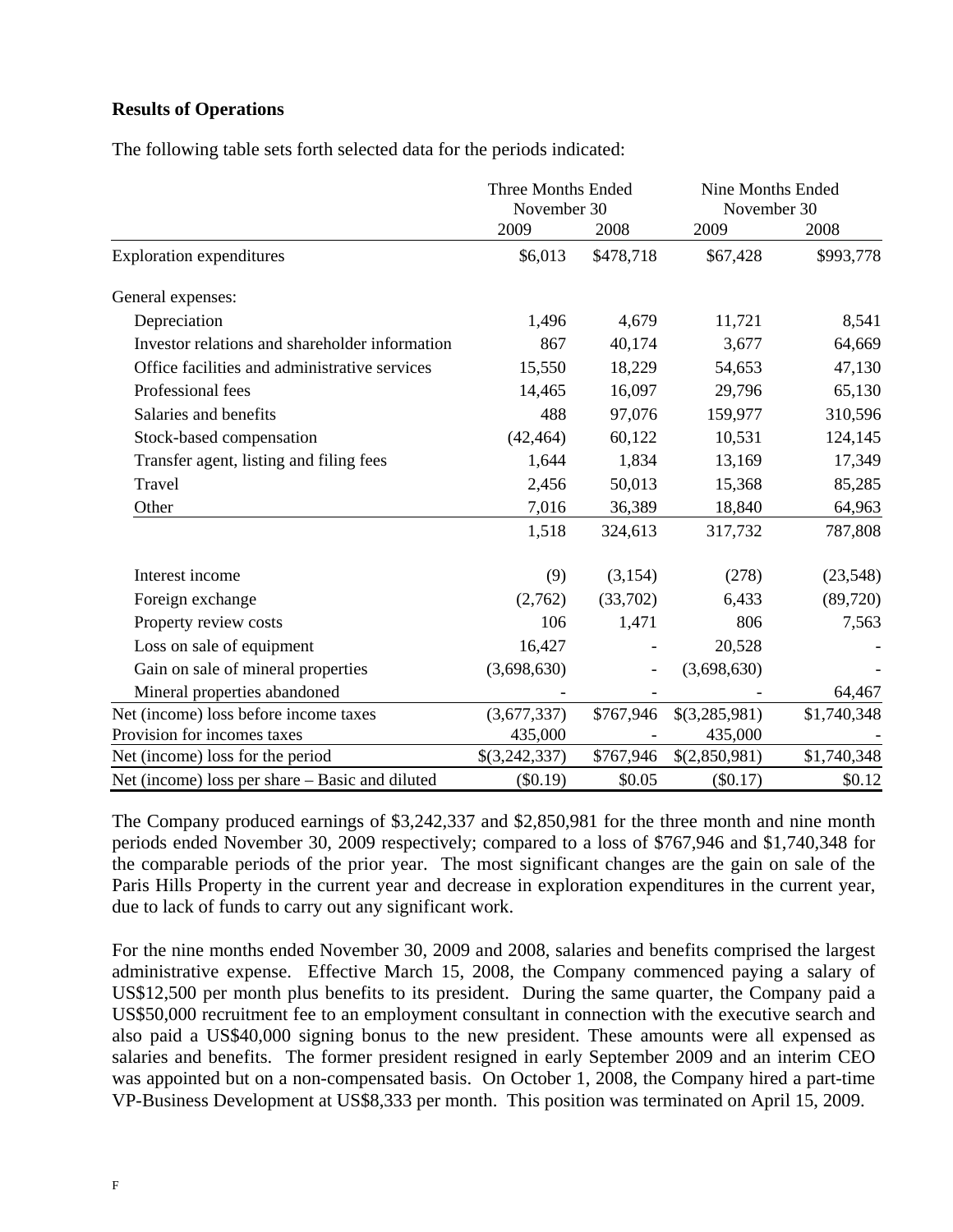**Results of Operations**

The following table sets forth selected data for the periods indicated:

| | Three Months Ended November 30 | | Nine Months Ended November 30 | |
|---|---|---|---|---|
| | 2009 | 2008 | 2009 | 2008 |
| Exploration expenditures | $6,013 | $478,718 | $67,428 | $993,778 |
| General expenses: | | | | |
| Depreciation | 1,496 | 4,679 | 11,721 | 8,541 |
| Investor relations and shareholder information | 867 | 40,174 | 3,677 | 64,669 |
| Office facilities and administrative services | 15,550 | 18,229 | 54,653 | 47,130 |
| Professional fees | 14,465 | 16,097 | 29,796 | 65,130 |
| Salaries and benefits | 488 | 97,076 | 159,977 | 310,596 |
| Stock-based compensation | (42,464) | 60,122 | 10,531 | 124,145 |
| Transfer agent, listing and filing fees | 1,644 | 1,834 | 13,169 | 17,349 |
| Travel | 2,456 | 50,013 | 15,368 | 85,285 |
| Other | 7,016 | 36,389 | 18,840 | 64,963 |
| | 1,518 | 324,613 | 317,732 | 787,808 |
| Interest income | (9) | (3,154) | (278) | (23,548) |
| Foreign exchange | (2,762) | (33,702) | 6,433 | (89,720) |
| Property review costs | 106 | 1,471 | 806 | 7,563 |
| Loss on sale of equipment | 16,427 | - | 20,528 | - |
| Gain on sale of mineral properties | (3,698,630) | - | (3,698,630) | - |
| Mineral properties abandoned | - | - | - | 64,467 |
| Net (income) loss before income taxes | (3,677,337) | $767,946 | $(3,285,981) | $1,740,348 |
| Provision for incomes taxes | 435,000 | - | 435,000 | - |
| Net (income) loss for the period | $(3,242,337) | $767,946 | $(2,850,981) | $1,740,348 |
| Net (income) loss per share – Basic and diluted | ($0.19) | $0.05 | ($0.17) | $0.12 |

The Company produced earnings of $3,242,337 and $2,850,981 for the three month and nine month periods ended November 30, 2009 respectively; compared to a loss of $767,946 and $1,740,348 for the comparable periods of the prior year. The most significant changes are the gain on sale of the Paris Hills Property in the current year and decrease in exploration expenditures in the current year, due to lack of funds to carry out any significant work.

For the nine months ended November 30, 2009 and 2008, salaries and benefits comprised the largest administrative expense. Effective March 15, 2008, the Company commenced paying a salary of US$12,500 per month plus benefits to its president. During the same quarter, the Company paid a US$50,000 recruitment fee to an employment consultant in connection with the executive search and also paid a US$40,000 signing bonus to the new president. These amounts were all expensed as salaries and benefits. The former president resigned in early September 2009 and an interim CEO was appointed but on a non-compensated basis. On October 1, 2008, the Company hired a part-time VP-Business Development at US$8,333 per month. This position was terminated on April 15, 2009.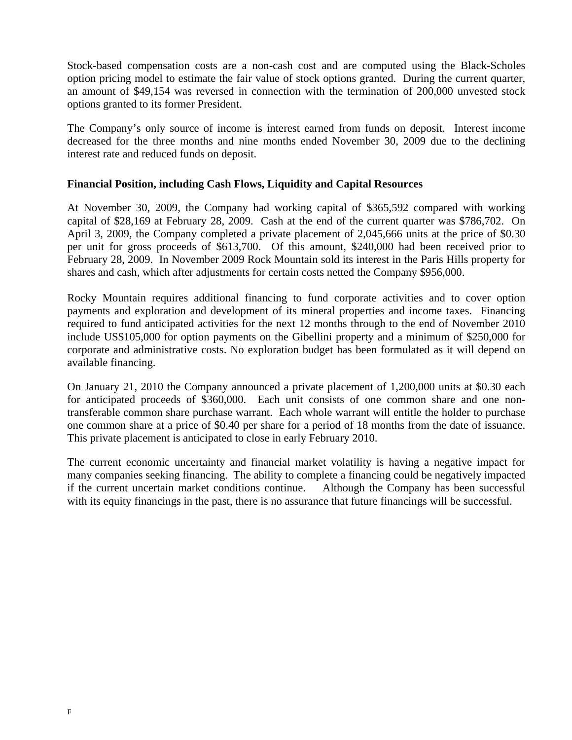Stock-based compensation costs are a non-cash cost and are computed using the Black-Scholes option pricing model to estimate the fair value of stock options granted. During the current quarter, an amount of $49,154 was reversed in connection with the termination of 200,000 unvested stock options granted to its former President.

The Company's only source of income is interest earned from funds on deposit. Interest income decreased for the three months and nine months ended November 30, 2009 due to the declining interest rate and reduced funds on deposit.

**Financial Position, including Cash Flows, Liquidity and Capital Resources**

At November 30, 2009, the Company had working capital of $365,592 compared with working capital of $28,169 at February 28, 2009. Cash at the end of the current quarter was $786,702. On April 3, 2009, the Company completed a private placement of 2,045,666 units at the price of $0.30 per unit for gross proceeds of $613,700. Of this amount, $240,000 had been received prior to February 28, 2009. In November 2009 Rock Mountain sold its interest in the Paris Hills property for shares and cash, which after adjustments for certain costs netted the Company $956,000.

Rocky Mountain requires additional financing to fund corporate activities and to cover option payments and exploration and development of its mineral properties and income taxes. Financing required to fund anticipated activities for the next 12 months through to the end of November 2010 include US$105,000 for option payments on the Gibellini property and a minimum of $250,000 for corporate and administrative costs. No exploration budget has been formulated as it will depend on available financing.

On January 21, 2010 the Company announced a private placement of 1,200,000 units at $0.30 each for anticipated proceeds of $360,000. Each unit consists of one common share and one non-transferable common share purchase warrant. Each whole warrant will entitle the holder to purchase one common share at a price of $0.40 per share for a period of 18 months from the date of issuance. This private placement is anticipated to close in early February 2010.

The current economic uncertainty and financial market volatility is having a negative impact for many companies seeking financing. The ability to complete a financing could be negatively impacted if the current uncertain market conditions continue. Although the Company has been successful with its equity financings in the past, there is no assurance that future financings will be successful.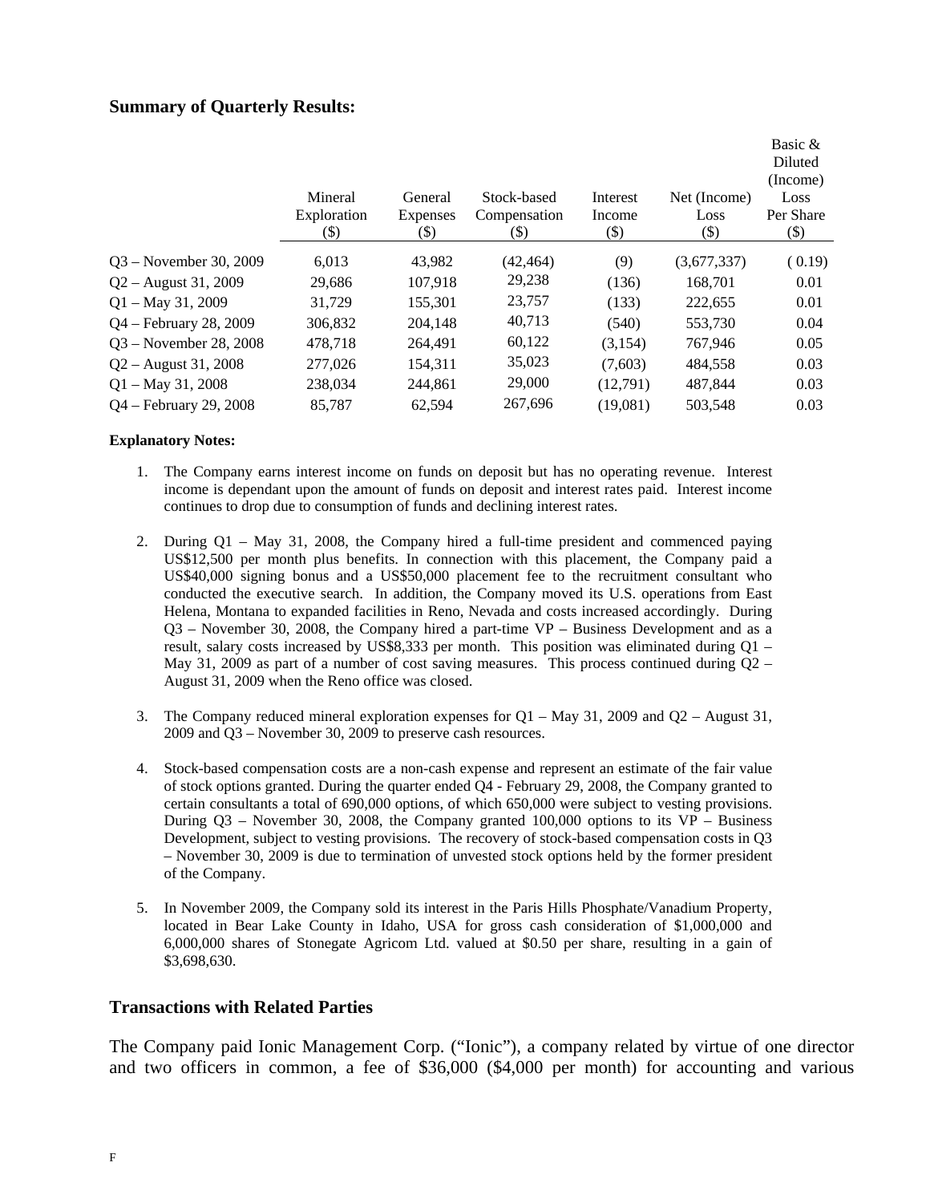## Summary of Quarterly Results:

| | Mineral Exploration ($) | General Expenses ($) | Stock-based Compensation ($) | Interest Income ($) | Net (Income) Loss ($) | Basic & Diluted (Income) Loss Per Share ($) |
|---|---|---|---|---|---|---|
| Q3 – November 30, 2009 | 6,013 | 43,982 | (42,464) | (9) | (3,677,337) | ( 0.19) |
| Q2 – August 31, 2009 | 29,686 | 107,918 | 29,238 | (136) | 168,701 | 0.01 |
| Q1 – May 31, 2009 | 31,729 | 155,301 | 23,757 | (133) | 222,655 | 0.01 |
| Q4 – February 28, 2009 | 306,832 | 204,148 | 40,713 | (540) | 553,730 | 0.04 |
| Q3 – November 28, 2008 | 478,718 | 264,491 | 60,122 | (3,154) | 767,946 | 0.05 |
| Q2 – August 31, 2008 | 277,026 | 154,311 | 35,023 | (7,603) | 484,558 | 0.03 |
| Q1 – May 31, 2008 | 238,034 | 244,861 | 29,000 | (12,791) | 487,844 | 0.03 |
| Q4 – February 29, 2008 | 85,787 | 62,594 | 267,696 | (19,081) | 503,548 | 0.03 |

**Explanatory Notes:**

1. The Company earns interest income on funds on deposit but has no operating revenue. Interest income is dependant upon the amount of funds on deposit and interest rates paid. Interest income continues to drop due to consumption of funds and declining interest rates.

2. During Q1 – May 31, 2008, the Company hired a full-time president and commenced paying US$12,500 per month plus benefits. In connection with this placement, the Company paid a US$40,000 signing bonus and a US$50,000 placement fee to the recruitment consultant who conducted the executive search. In addition, the Company moved its U.S. operations from East Helena, Montana to expanded facilities in Reno, Nevada and costs increased accordingly. During Q3 – November 30, 2008, the Company hired a part-time VP – Business Development and as a result, salary costs increased by US$8,333 per month. This position was eliminated during Q1 – May 31, 2009 as part of a number of cost saving measures. This process continued during Q2 – August 31, 2009 when the Reno office was closed.

3. The Company reduced mineral exploration expenses for Q1 – May 31, 2009 and Q2 – August 31, 2009 and Q3 – November 30, 2009 to preserve cash resources.

4. Stock-based compensation costs are a non-cash expense and represent an estimate of the fair value of stock options granted. During the quarter ended Q4 - February 29, 2008, the Company granted to certain consultants a total of 690,000 options, of which 650,000 were subject to vesting provisions. During Q3 – November 30, 2008, the Company granted 100,000 options to its VP – Business Development, subject to vesting provisions. The recovery of stock-based compensation costs in Q3 – November 30, 2009 is due to termination of unvested stock options held by the former president of the Company.

5. In November 2009, the Company sold its interest in the Paris Hills Phosphate/Vanadium Property, located in Bear Lake County in Idaho, USA for gross cash consideration of $1,000,000 and 6,000,000 shares of Stonegate Agricom Ltd. valued at $0.50 per share, resulting in a gain of $3,698,630.

## Transactions with Related Parties

The Company paid Ionic Management Corp. ("Ionic"), a company related by virtue of one director and two officers in common, a fee of $36,000 ($4,000 per month) for accounting and various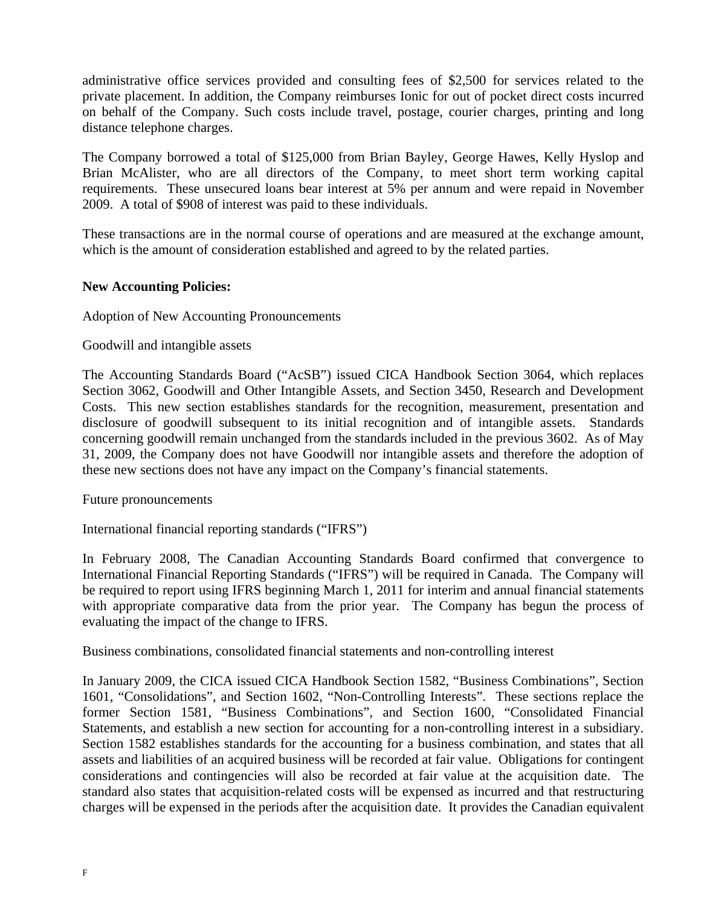administrative office services provided and consulting fees of $2,500 for services related to the private placement. In addition, the Company reimburses Ionic for out of pocket direct costs incurred on behalf of the Company. Such costs include travel, postage, courier charges, printing and long distance telephone charges.

The Company borrowed a total of $125,000 from Brian Bayley, George Hawes, Kelly Hyslop and Brian McAlister, who are all directors of the Company, to meet short term working capital requirements. These unsecured loans bear interest at 5% per annum and were repaid in November 2009. A total of $908 of interest was paid to these individuals.

These transactions are in the normal course of operations and are measured at the exchange amount, which is the amount of consideration established and agreed to by the related parties.

**New Accounting Policies:**

Adoption of New Accounting Pronouncements

Goodwill and intangible assets

The Accounting Standards Board ("AcSB") issued CICA Handbook Section 3064, which replaces Section 3062, Goodwill and Other Intangible Assets, and Section 3450, Research and Development Costs. This new section establishes standards for the recognition, measurement, presentation and disclosure of goodwill subsequent to its initial recognition and of intangible assets. Standards concerning goodwill remain unchanged from the standards included in the previous 3602. As of May 31, 2009, the Company does not have Goodwill nor intangible assets and therefore the adoption of these new sections does not have any impact on the Company's financial statements.

Future pronouncements

International financial reporting standards ("IFRS")

In February 2008, The Canadian Accounting Standards Board confirmed that convergence to International Financial Reporting Standards ("IFRS") will be required in Canada. The Company will be required to report using IFRS beginning March 1, 2011 for interim and annual financial statements with appropriate comparative data from the prior year. The Company has begun the process of evaluating the impact of the change to IFRS.

Business combinations, consolidated financial statements and non-controlling interest

In January 2009, the CICA issued CICA Handbook Section 1582, "Business Combinations", Section 1601, "Consolidations", and Section 1602, "Non-Controlling Interests". These sections replace the former Section 1581, "Business Combinations", and Section 1600, "Consolidated Financial Statements, and establish a new section for accounting for a non-controlling interest in a subsidiary. Section 1582 establishes standards for the accounting for a business combination, and states that all assets and liabilities of an acquired business will be recorded at fair value. Obligations for contingent considerations and contingencies will also be recorded at fair value at the acquisition date. The standard also states that acquisition-related costs will be expensed as incurred and that restructuring charges will be expensed in the periods after the acquisition date. It provides the Canadian equivalent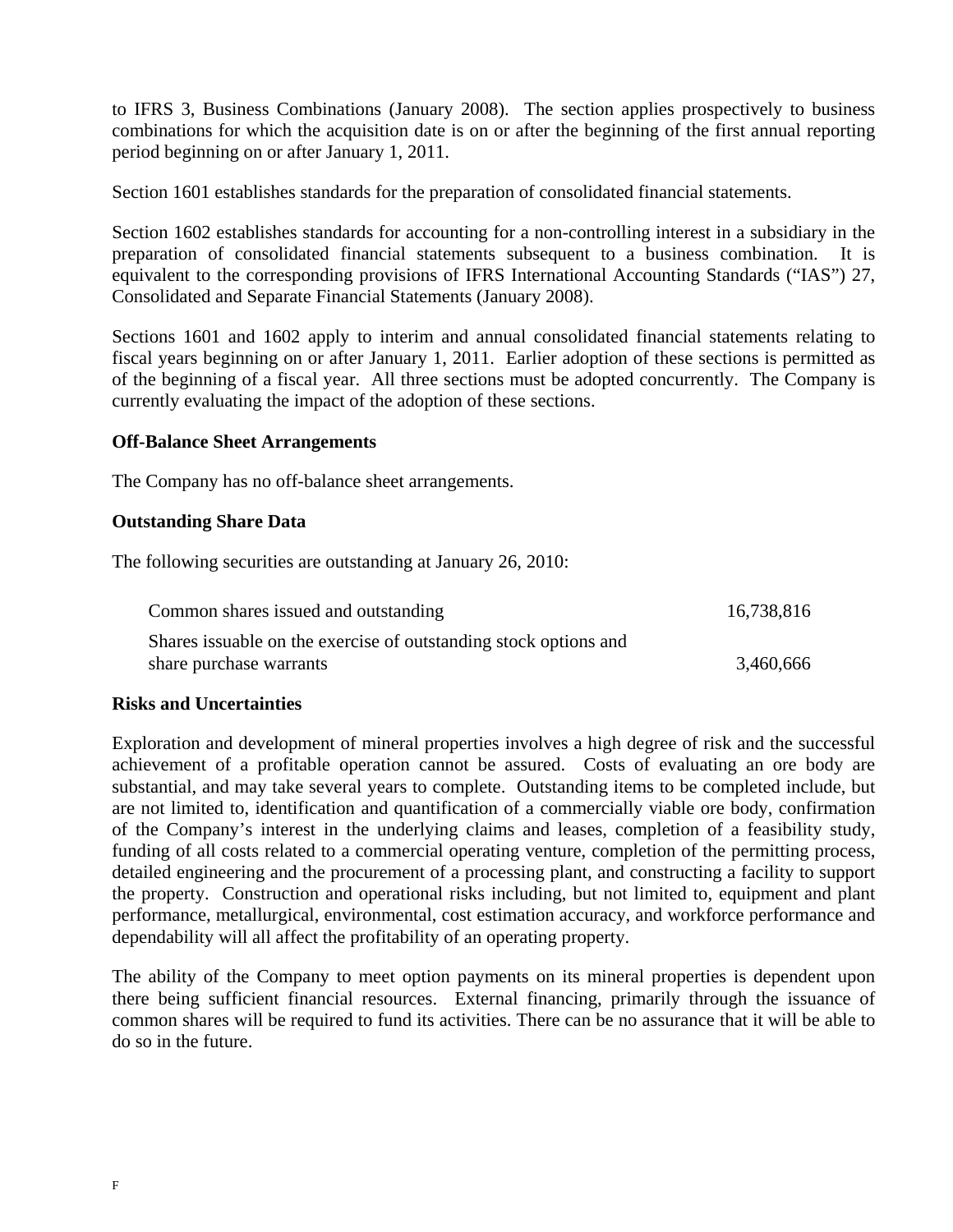to IFRS 3, Business Combinations (January 2008). The section applies prospectively to business combinations for which the acquisition date is on or after the beginning of the first annual reporting period beginning on or after January 1, 2011.

Section 1601 establishes standards for the preparation of consolidated financial statements.

Section 1602 establishes standards for accounting for a non-controlling interest in a subsidiary in the preparation of consolidated financial statements subsequent to a business combination. It is equivalent to the corresponding provisions of IFRS International Accounting Standards ("IAS") 27, Consolidated and Separate Financial Statements (January 2008).

Sections 1601 and 1602 apply to interim and annual consolidated financial statements relating to fiscal years beginning on or after January 1, 2011. Earlier adoption of these sections is permitted as of the beginning of a fiscal year. All three sections must be adopted concurrently. The Company is currently evaluating the impact of the adoption of these sections.

**Off-Balance Sheet Arrangements**

The Company has no off-balance sheet arrangements.

**Outstanding Share Data**

The following securities are outstanding at January 26, 2010:

| | |
|---|---|
| Common shares issued and outstanding | 16,738,816 |
| Shares issuable on the exercise of outstanding stock options and share purchase warrants | 3,460,666 |

**Risks and Uncertainties**

Exploration and development of mineral properties involves a high degree of risk and the successful achievement of a profitable operation cannot be assured. Costs of evaluating an ore body are substantial, and may take several years to complete. Outstanding items to be completed include, but are not limited to, identification and quantification of a commercially viable ore body, confirmation of the Company's interest in the underlying claims and leases, completion of a feasibility study, funding of all costs related to a commercial operating venture, completion of the permitting process, detailed engineering and the procurement of a processing plant, and constructing a facility to support the property. Construction and operational risks including, but not limited to, equipment and plant performance, metallurgical, environmental, cost estimation accuracy, and workforce performance and dependability will all affect the profitability of an operating property.

The ability of the Company to meet option payments on its mineral properties is dependent upon there being sufficient financial resources. External financing, primarily through the issuance of common shares will be required to fund its activities. There can be no assurance that it will be able to do so in the future.